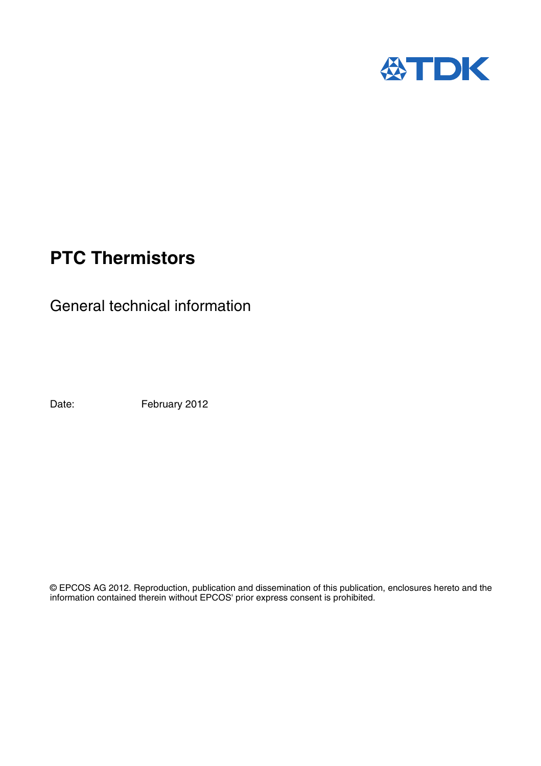# PTC Thermistors

General technical information

Date: February 2012

© EPCOS AG 2012. Reproduction, publication and dissemination of this publication, enclosures hereto and the information contained therein without EPCOS' prior express consent is prohibited.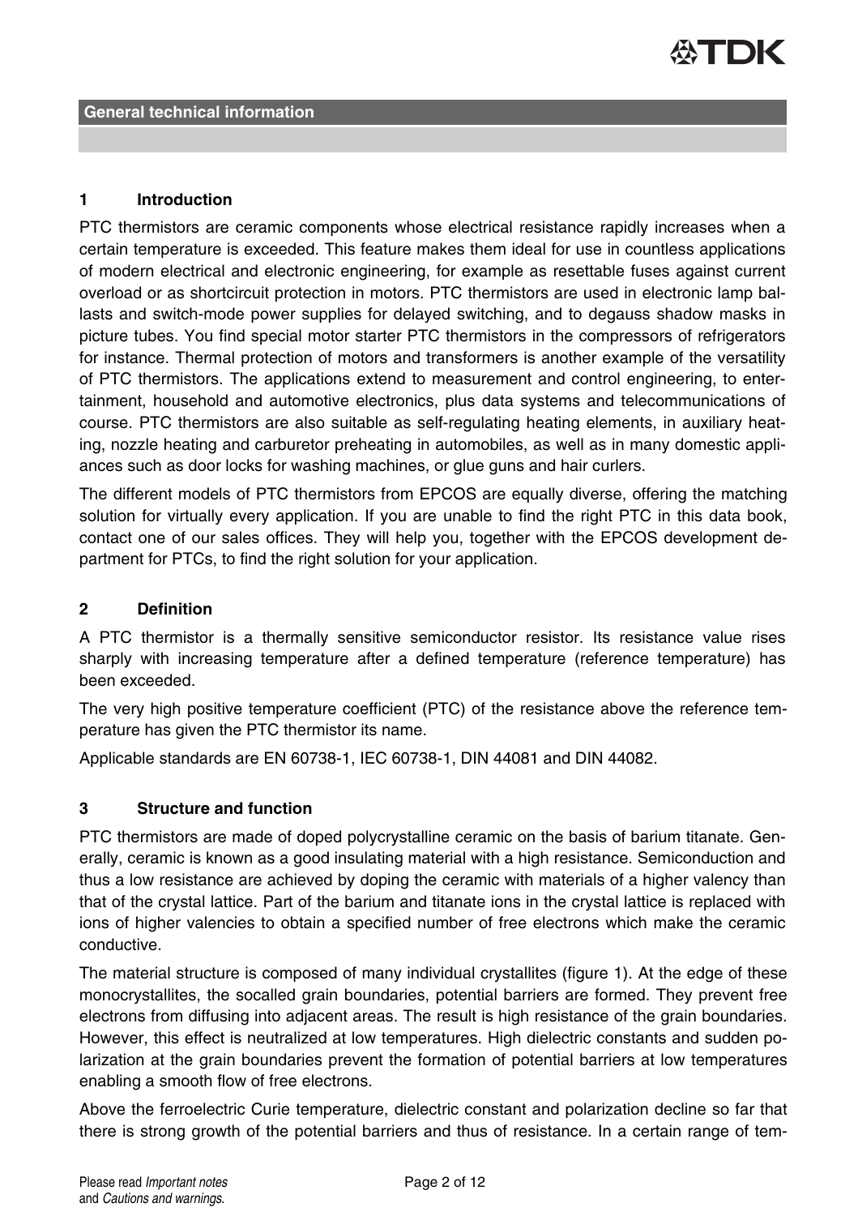**General technical information**

## 1 Introduction

PTC thermistors are ceramic components whose electrical resistance rapidly increases when a certain temperature is exceeded. This feature makes them ideal for use in countless applications of modern electrical and electronic engineering, for example as resettable fuses against current overload or as shortcircuit protection in motors. PTC thermistors are used in electronic lamp ballasts and switch-mode power supplies for delayed switching, and to degauss shadow masks in picture tubes. You find special motor starter PTC thermistors in the compressors of refrigerators for instance. Thermal protection of motors and transformers is another example of the versatility of PTC thermistors. The applications extend to measurement and control engineering, to entertainment, household and automotive electronics, plus data systems and telecommunications of course. PTC thermistors are also suitable as self-regulating heating elements, in auxiliary heating, nozzle heating and carburetor preheating in automobiles, as well as in many domestic appliances such as door locks for washing machines, or glue guns and hair curlers.

The different models of PTC thermistors from EPCOS are equally diverse, offering the matching solution for virtually every application. If you are unable to find the right PTC in this data book, contact one of our sales offices. They will help you, together with the EPCOS development department for PTCs, to find the right solution for your application.

## 2 Definition

A PTC thermistor is a thermally sensitive semiconductor resistor. Its resistance value rises sharply with increasing temperature after a defined temperature (reference temperature) has been exceeded.

The very high positive temperature coefficient (PTC) of the resistance above the reference temperature has given the PTC thermistor its name.

Applicable standards are EN 60738-1, IEC 60738-1, DIN 44081 and DIN 44082.

## 3 Structure and function

PTC thermistors are made of doped polycrystalline ceramic on the basis of barium titanate. Generally, ceramic is known as a good insulating material with a high resistance. Semiconduction and thus a low resistance are achieved by doping the ceramic with materials of a higher valency than that of the crystal lattice. Part of the barium and titanate ions in the crystal lattice is replaced with ions of higher valencies to obtain a specified number of free electrons which make the ceramic conductive.

The material structure is composed of many individual crystallites (figure 1). At the edge of these monocrystallites, the socalled grain boundaries, potential barriers are formed. They prevent free electrons from diffusing into adjacent areas. The result is high resistance of the grain boundaries. However, this effect is neutralized at low temperatures. High dielectric constants and sudden polarization at the grain boundaries prevent the formation of potential barriers at low temperatures enabling a smooth flow of free electrons.

Above the ferroelectric Curie temperature, dielectric constant and polarization decline so far that there is strong growth of the potential barriers and thus of resistance. In a certain range of tem-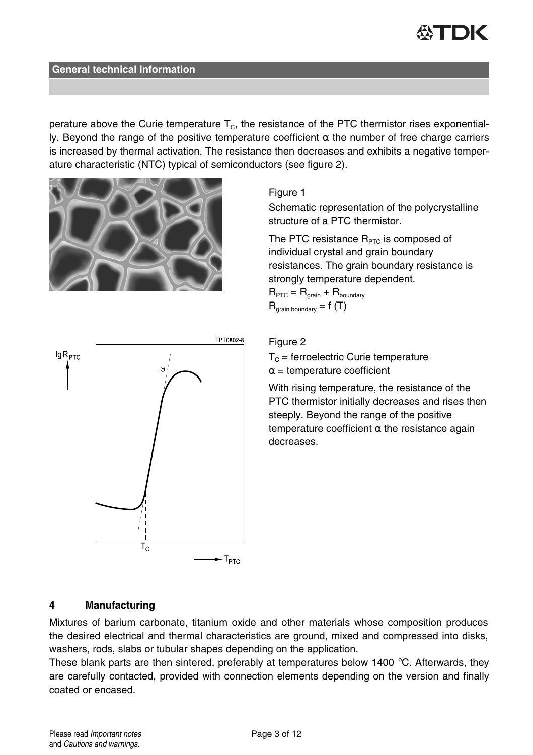perature above the Curie temperature $T_C$, the resistance of the PTC thermistor rises exponentially. Beyond the range of the positive temperature coefficient α the number of free charge carriers is increased by thermal activation. The resistance then decreases and exhibits a negative temperature characteristic (NTC) typical of semiconductors (see figure 2).

Figure 1

Schematic representation of the polycrystalline structure of a PTC thermistor.

The PTC resistance $R_{PTC}$ is composed of individual crystal and grain boundary resistances. The grain boundary resistance is strongly temperature dependent.

$R_{PTC} = R_{grain} + R_{boundary}$

$R_{grain\ boundary} = f\ (T)$

Figure 2

$T_C$ = ferroelectric Curie temperature

α = temperature coefficient

With rising temperature, the resistance of the PTC thermistor initially decreases and rises then steeply. Beyond the range of the positive temperature coefficient α the resistance again decreases.

## 4 Manufacturing

Mixtures of barium carbonate, titanium oxide and other materials whose composition produces the desired electrical and thermal characteristics are ground, mixed and compressed into disks, washers, rods, slabs or tubular shapes depending on the application.

These blank parts are then sintered, preferably at temperatures below 1400 °C. Afterwards, they are carefully contacted, provided with connection elements depending on the version and finally coated or encased.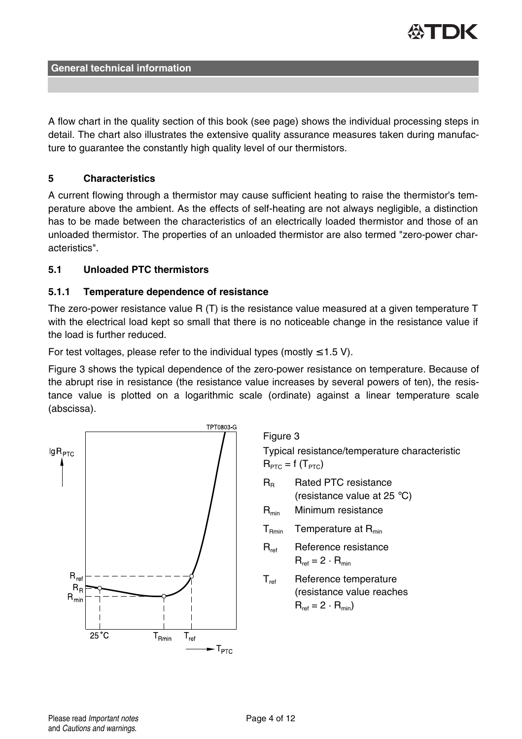A flow chart in the quality section of this book (see page) shows the individual processing steps in detail. The chart also illustrates the extensive quality assurance measures taken during manufacture to guarantee the constantly high quality level of our thermistors.

## 5 Characteristics

A current flowing through a thermistor may cause sufficient heating to raise the thermistor's temperature above the ambient. As the effects of self-heating are not always negligible, a distinction has to be made between the characteristics of an electrically loaded thermistor and those of an unloaded thermistor. The properties of an unloaded thermistor are also termed "zero-power characteristics".

### 5.1 Unloaded PTC thermistors

#### 5.1.1 Temperature dependence of resistance

The zero-power resistance value R (T) is the resistance value measured at a given temperature T with the electrical load kept so small that there is no noticeable change in the resistance value if the load is further reduced.

For test voltages, please refer to the individual types (mostly ≤1.5 V).

Figure 3 shows the typical dependence of the zero-power resistance on temperature. Because of the abrupt rise in resistance (the resistance value increases by several powers of ten), the resistance value is plotted on a logarithmic scale (ordinate) against a linear temperature scale (abscissa).

Figure 3

Typical resistance/temperature characteristic $R_{PTC} = f(T_{PTC})$

- $R_R$ Rated PTC resistance (resistance value at 25 °C)
- $R_{min}$ Minimum resistance
- $T_{Rmin}$ Temperature at $R_{min}$
- $R_{ref}$ Reference resistance $R_{ref} = 2 \cdot R_{min}$
- $T_{ref}$ Reference temperature (resistance value reaches $R_{ref} = 2 \cdot R_{min}$)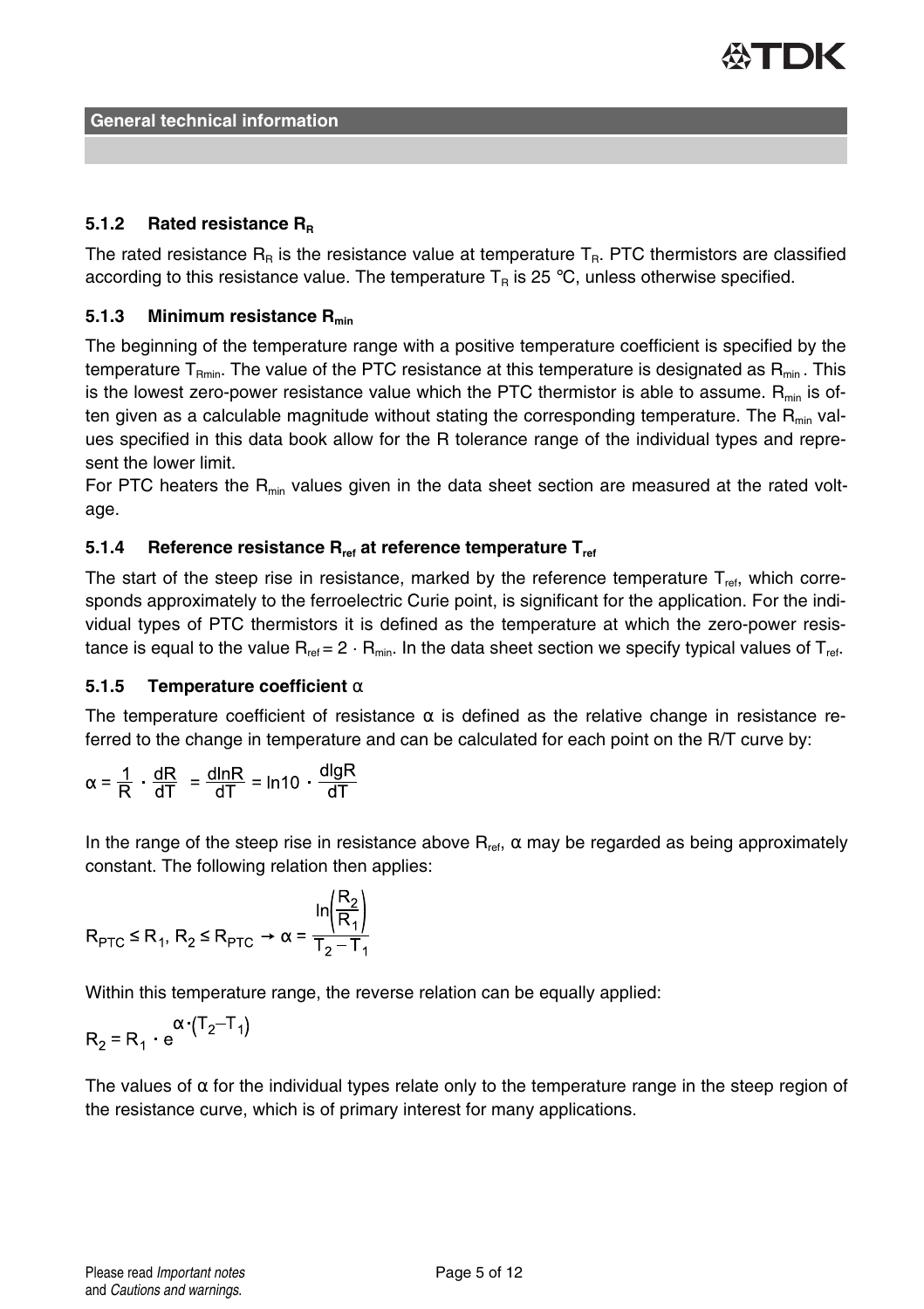General technical information

### 5.1.2 Rated resistance $R_R$

The rated resistance $R_R$ is the resistance value at temperature $T_R$. PTC thermistors are classified according to this resistance value. The temperature $T_R$ is 25 °C, unless otherwise specified.

### 5.1.3 Minimum resistance $R_{min}$

The beginning of the temperature range with a positive temperature coefficient is specified by the temperature $T_{Rmin}$. The value of the PTC resistance at this temperature is designated as $R_{min}$. This is the lowest zero-power resistance value which the PTC thermistor is able to assume. $R_{min}$ is often given as a calculable magnitude without stating the corresponding temperature. The $R_{min}$ values specified in this data book allow for the R tolerance range of the individual types and represent the lower limit.

For PTC heaters the $R_{min}$ values given in the data sheet section are measured at the rated voltage.

### 5.1.4 Reference resistance $R_{ref}$ at reference temperature $T_{ref}$

The start of the steep rise in resistance, marked by the reference temperature $T_{ref}$, which corresponds approximately to the ferroelectric Curie point, is significant for the application. For the individual types of PTC thermistors it is defined as the temperature at which the zero-power resistance is equal to the value $R_{ref} = 2 \cdot R_{min}$. In the data sheet section we specify typical values of $T_{ref}$.

### 5.1.5 Temperature coefficient α

The temperature coefficient of resistance α is defined as the relative change in resistance referred to the change in temperature and can be calculated for each point on the R/T curve by:

$$\alpha = \frac{1}{R} \cdot \frac{dR}{dT} = \frac{d\ln R}{dT} = \ln 10 \cdot \frac{d\lg R}{dT}$$

In the range of the steep rise in resistance above $R_{ref}$, α may be regarded as being approximately constant. The following relation then applies:

$$R_{PTC} \leq R_1,\ R_2 \leq R_{PTC} \rightarrow \alpha = \frac{\ln\left(\frac{R_2}{R_1}\right)}{T_2 - T_1}$$

Within this temperature range, the reverse relation can be equally applied:

$$R_2 = R_1 \cdot e^{\alpha \cdot (T_2 - T_1)}$$

The values of α for the individual types relate only to the temperature range in the steep region of the resistance curve, which is of primary interest for many applications.

Please read *Important notes* and *Cautions and warnings*.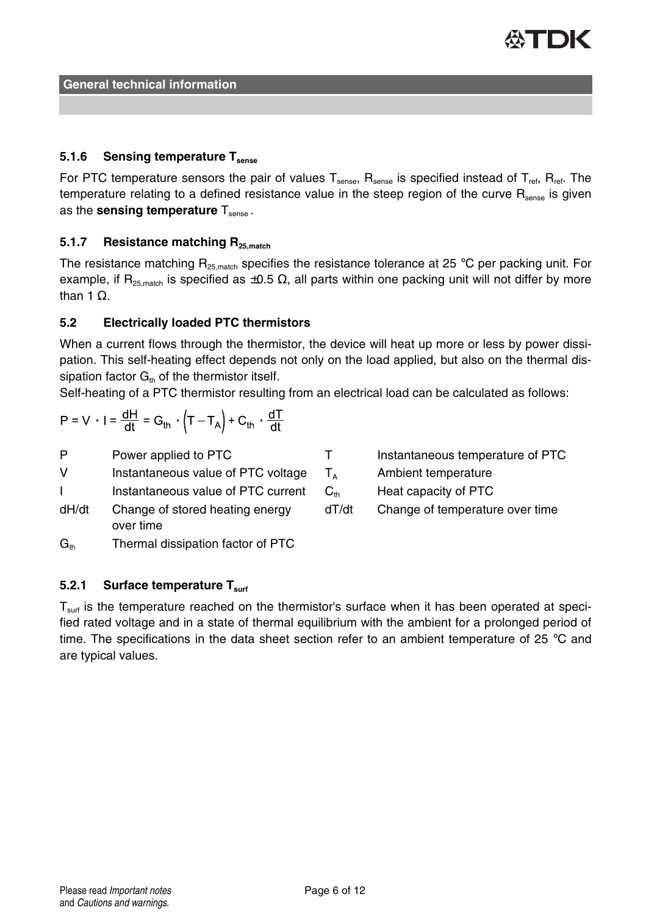## 5.1.6 Sensing temperature $T_{sense}$

For PTC temperature sensors the pair of values $T_{sense}$, $R_{sense}$ is specified instead of $T_{ref}$, $R_{ref}$. The temperature relating to a defined resistance value in the steep region of the curve $R_{sense}$ is given as the **sensing temperature** $T_{sense}$.

## 5.1.7 Resistance matching $R_{25,match}$

The resistance matching $R_{25,match}$ specifies the resistance tolerance at 25 °C per packing unit. For example, if $R_{25,match}$ is specified as ±0.5 Ω, all parts within one packing unit will not differ by more than 1 Ω.

## 5.2 Electrically loaded PTC thermistors

When a current flows through the thermistor, the device will heat up more or less by power dissipation. This self-heating effect depends not only on the load applied, but also on the thermal dissipation factor $G_{th}$ of the thermistor itself.

Self-heating of a PTC thermistor resulting from an electrical load can be calculated as follows:

$$P = V \cdot I = \frac{dH}{dt} = G_{th} \cdot \left(T - T_A\right) + C_{th} \cdot \frac{dT}{dt}$$

| | | | |
|---|---|---|---|
| $P$ | Power applied to PTC | $T$ | Instantaneous temperature of PTC |
| $V$ | Instantaneous value of PTC voltage | $T_A$ | Ambient temperature |
| $I$ | Instantaneous value of PTC current | $C_{th}$ | Heat capacity of PTC |
| $dH/dt$ | Change of stored heating energy over time | $dT/dt$ | Change of temperature over time |
| $G_{th}$ | Thermal dissipation factor of PTC | | |

### 5.2.1 Surface temperature $T_{surf}$

$T_{surf}$ is the temperature reached on the thermistor's surface when it has been operated at specified rated voltage and in a state of thermal equilibrium with the ambient for a prolonged period of time. The specifications in the data sheet section refer to an ambient temperature of 25 °C and are typical values.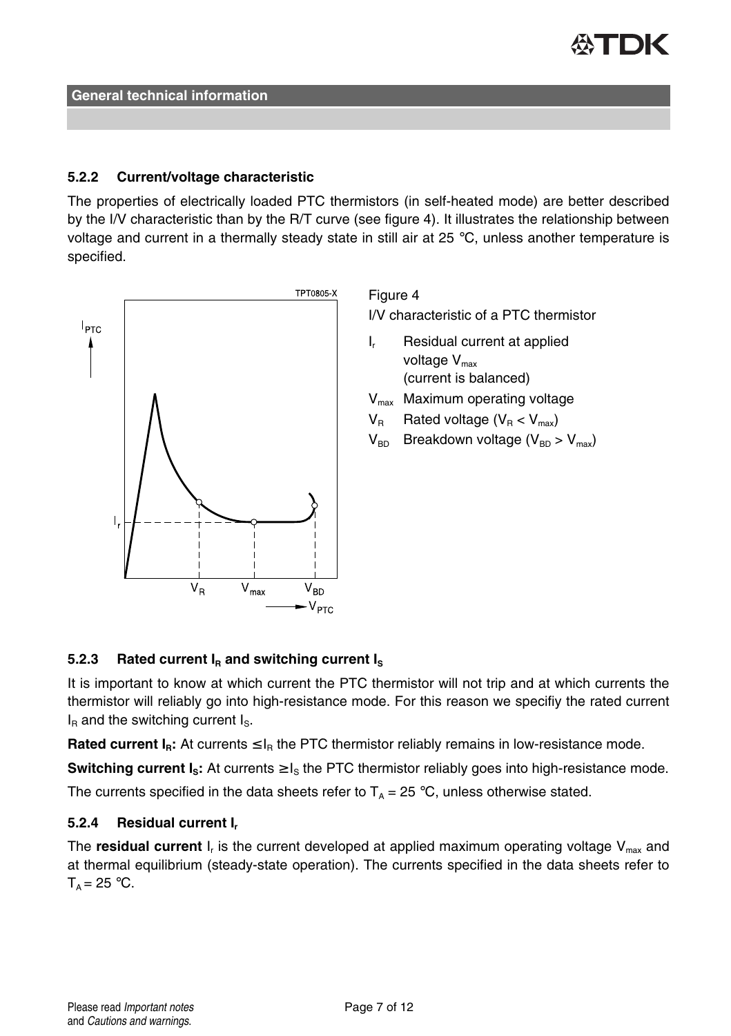## 5.2.2 Current/voltage characteristic

The properties of electrically loaded PTC thermistors (in self-heated mode) are better described by the I/V characteristic than by the R/T curve (see figure 4). It illustrates the relationship between voltage and current in a thermally steady state in still air at 25 °C, unless another temperature is specified.

Figure 4
I/V characteristic of a PTC thermistor

- $I_r$ Residual current at applied voltage $V_{max}$ (current is balanced)
- $V_{max}$ Maximum operating voltage
- $V_R$ Rated voltage ($V_R < V_{max}$)
- $V_{BD}$ Breakdown voltage ($V_{BD} > V_{max}$)

## 5.2.3 Rated current $I_R$ and switching current $I_S$

It is important to know at which current the PTC thermistor will not trip and at which currents the thermistor will reliably go into high-resistance mode. For this reason we specifiy the rated current $I_R$ and the switching current $I_S$.

**Rated current $I_R$:** At currents $\leq I_R$ the PTC thermistor reliably remains in low-resistance mode.

**Switching current $I_S$:** At currents $\geq I_S$ the PTC thermistor reliably goes into high-resistance mode.

The currents specified in the data sheets refer to $T_A$ = 25 °C, unless otherwise stated.

## 5.2.4 Residual current $I_r$

The **residual current** $I_r$ is the current developed at applied maximum operating voltage $V_{max}$ and at thermal equilibrium (steady-state operation). The currents specified in the data sheets refer to $T_A$ = 25 °C.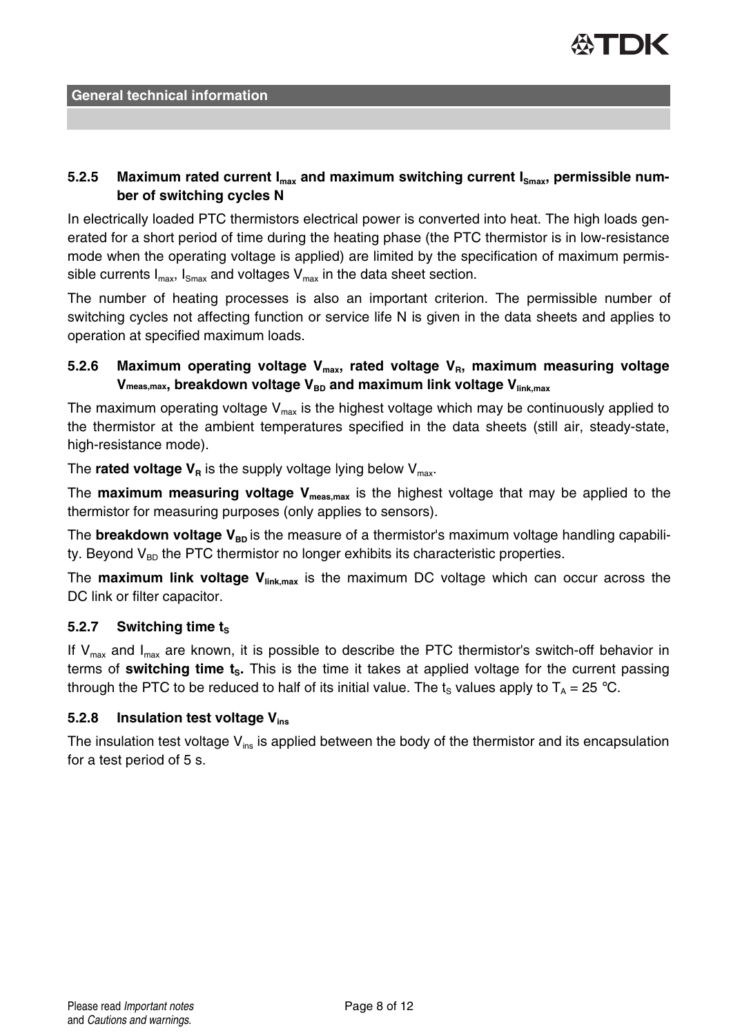### 5.2.5 Maximum rated current $I_{max}$ and maximum switching current $I_{Smax}$, permissible number of switching cycles N

In electrically loaded PTC thermistors electrical power is converted into heat. The high loads generated for a short period of time during the heating phase (the PTC thermistor is in low-resistance mode when the operating voltage is applied) are limited by the specification of maximum permissible currents $I_{max}$, $I_{Smax}$ and voltages $V_{max}$ in the data sheet section.

The number of heating processes is also an important criterion. The permissible number of switching cycles not affecting function or service life N is given in the data sheets and applies to operation at specified maximum loads.

### 5.2.6 Maximum operating voltage $V_{max}$, rated voltage $V_R$, maximum measuring voltage $V_{meas,max}$, breakdown voltage $V_{BD}$ and maximum link voltage $V_{link,max}$

The maximum operating voltage $V_{max}$ is the highest voltage which may be continuously applied to the thermistor at the ambient temperatures specified in the data sheets (still air, steady-state, high-resistance mode).

The **rated voltage $V_R$** is the supply voltage lying below $V_{max}$.

The **maximum measuring voltage $V_{meas,max}$** is the highest voltage that may be applied to the thermistor for measuring purposes (only applies to sensors).

The **breakdown voltage $V_{BD}$** is the measure of a thermistor's maximum voltage handling capability. Beyond $V_{BD}$ the PTC thermistor no longer exhibits its characteristic properties.

The **maximum link voltage $V_{link,max}$** is the maximum DC voltage which can occur across the DC link or filter capacitor.

### 5.2.7 Switching time $t_S$

If $V_{max}$ and $I_{max}$ are known, it is possible to describe the PTC thermistor's switch-off behavior in terms of **switching time $t_S$.** This is the time it takes at applied voltage for the current passing through the PTC to be reduced to half of its initial value. The $t_S$ values apply to $T_A$ = 25 °C.

### 5.2.8 Insulation test voltage $V_{ins}$

The insulation test voltage $V_{ins}$ is applied between the body of the thermistor and its encapsulation for a test period of 5 s.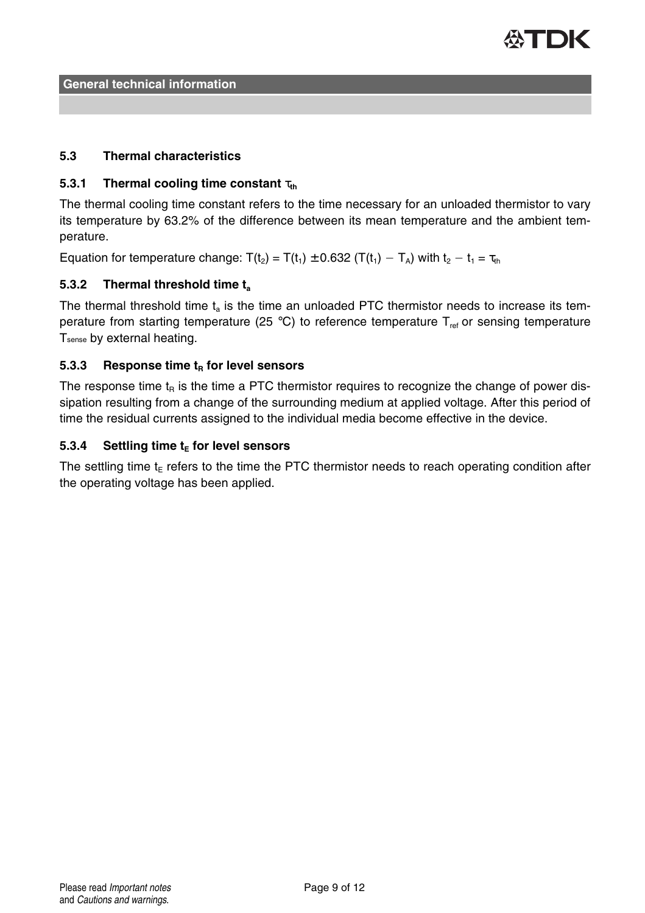## 5.3 Thermal characteristics

### 5.3.1 Thermal cooling time constant $\tau_{th}$

The thermal cooling time constant refers to the time necessary for an unloaded thermistor to vary its temperature by 63.2% of the difference between its mean temperature and the ambient temperature.

Equation for temperature change: $T(t_2) = T(t_1) \pm 0.632\ (T(t_1) - T_A)$ with $t_2 - t_1 = \tau_{th}$

### 5.3.2 Thermal threshold time $t_a$

The thermal threshold time $t_a$ is the time an unloaded PTC thermistor needs to increase its temperature from starting temperature (25 °C) to reference temperature $T_{ref}$ or sensing temperature $T_{sense}$ by external heating.

### 5.3.3 Response time $t_R$ for level sensors

The response time $t_R$ is the time a PTC thermistor requires to recognize the change of power dissipation resulting from a change of the surrounding medium at applied voltage. After this period of time the residual currents assigned to the individual media become effective in the device.

### 5.3.4 Settling time $t_E$ for level sensors

The settling time $t_E$ refers to the time the PTC thermistor needs to reach operating condition after the operating voltage has been applied.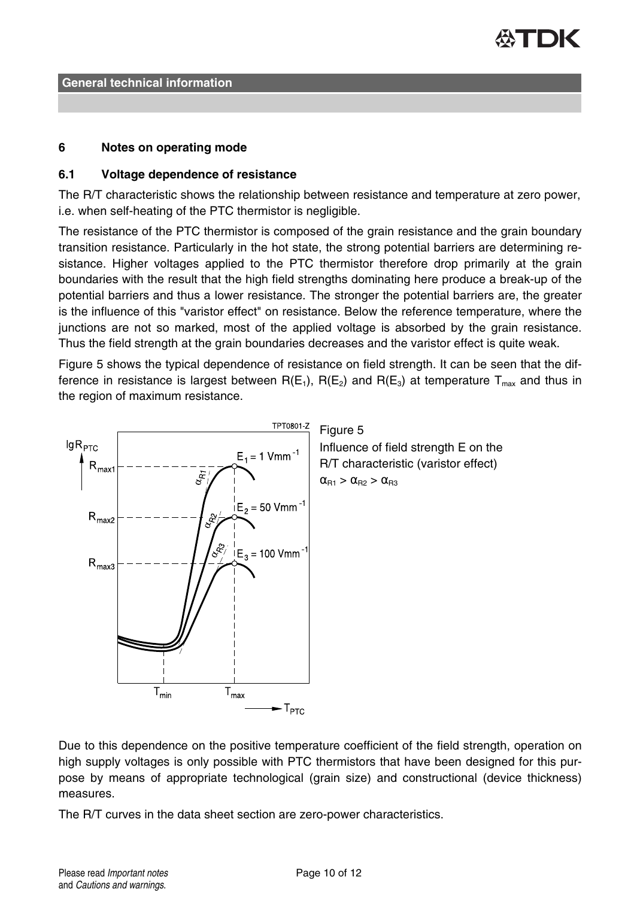## 6 Notes on operating mode

### 6.1 Voltage dependence of resistance

The R/T characteristic shows the relationship between resistance and temperature at zero power, i.e. when self-heating of the PTC thermistor is negligible.

The resistance of the PTC thermistor is composed of the grain resistance and the grain boundary transition resistance. Particularly in the hot state, the strong potential barriers are determining resistance. Higher voltages applied to the PTC thermistor therefore drop primarily at the grain boundaries with the result that the high field strengths dominating here produce a break-up of the potential barriers and thus a lower resistance. The stronger the potential barriers are, the greater is the influence of this "varistor effect" on resistance. Below the reference temperature, where the junctions are not so marked, most of the applied voltage is absorbed by the grain resistance. Thus the field strength at the grain boundaries decreases and the varistor effect is quite weak.

Figure 5 shows the typical dependence of resistance on field strength. It can be seen that the difference in resistance is largest between $R(E_1)$, $R(E_2)$ and $R(E_3)$ at temperature $T_{max}$ and thus in the region of maximum resistance.

Figure 5
Influence of field strength E on the R/T characteristic (varistor effect)
$\alpha_{R1} > \alpha_{R2} > \alpha_{R3}$

Due to this dependence on the positive temperature coefficient of the field strength, operation on high supply voltages is only possible with PTC thermistors that have been designed for this purpose by means of appropriate technological (grain size) and constructional (device thickness) measures.

The R/T curves in the data sheet section are zero-power characteristics.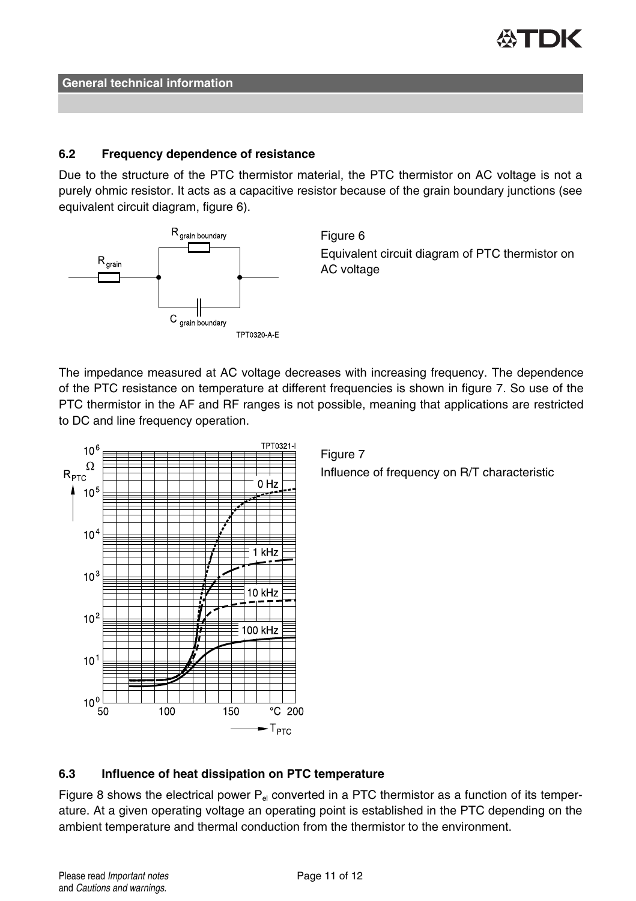### 6.2 Frequency dependence of resistance

Due to the structure of the PTC thermistor material, the PTC thermistor on AC voltage is not a purely ohmic resistor. It acts as a capacitive resistor because of the grain boundary junctions (see equivalent circuit diagram, figure 6).

Figure 6
Equivalent circuit diagram of PTC thermistor on AC voltage

The impedance measured at AC voltage decreases with increasing frequency. The dependence of the PTC resistance on temperature at different frequencies is shown in figure 7. So use of the PTC thermistor in the AF and RF ranges is not possible, meaning that applications are restricted to DC and line frequency operation.

Figure 7
Influence of frequency on R/T characteristic

### 6.3 Influence of heat dissipation on PTC temperature

Figure 8 shows the electrical power $P_{el}$ converted in a PTC thermistor as a function of its temperature. At a given operating voltage an operating point is established in the PTC depending on the ambient temperature and thermal conduction from the thermistor to the environment.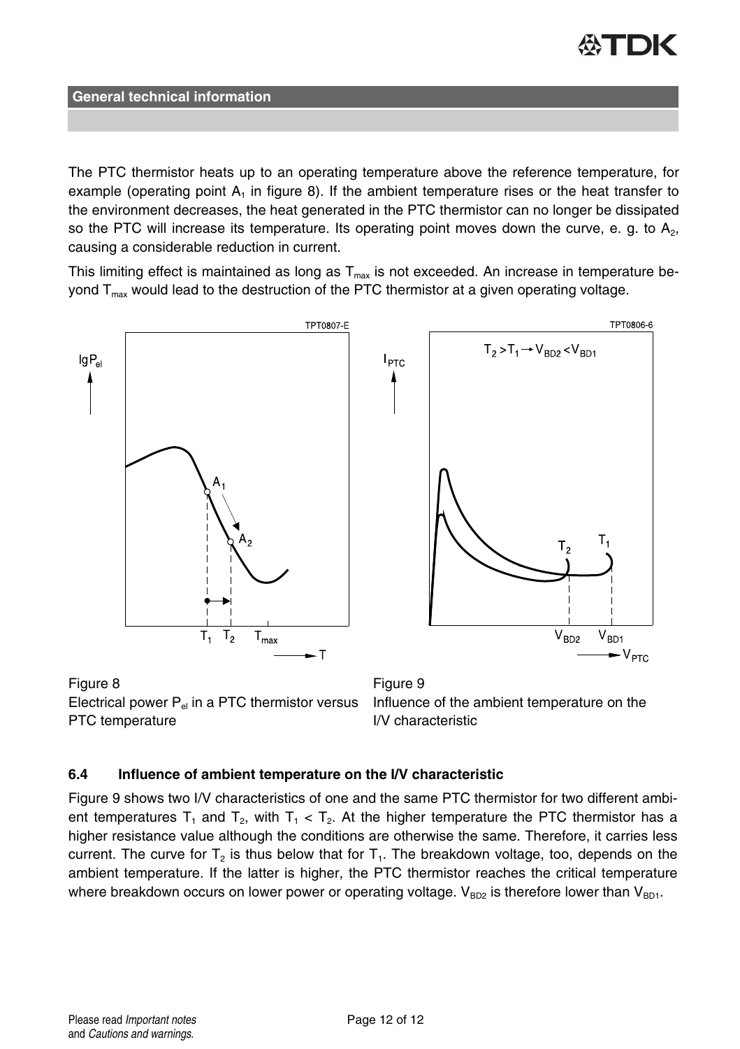## General technical information

The PTC thermistor heats up to an operating temperature above the reference temperature, for example (operating point $A_1$ in figure 8). If the ambient temperature rises or the heat transfer to the environment decreases, the heat generated in the PTC thermistor can no longer be dissipated so the PTC will increase its temperature. Its operating point moves down the curve, e. g. to $A_2$, causing a considerable reduction in current.

This limiting effect is maintained as long as $T_{max}$ is not exceeded. An increase in temperature beyond $T_{max}$ would lead to the destruction of the PTC thermistor at a given operating voltage.

TPT0807-E

lgP$_{el}$

A$_1$

A$_2$

T$_1$ T$_2$ T$_{max}$

T

Figure 8
Electrical power $P_{el}$ in a PTC thermistor versus PTC temperature

TPT0806-6

I$_{PTC}$

$T_2 > T_1 \rightarrow V_{BD2} < V_{BD1}$

T$_2$ T$_1$

V$_{BD2}$ V$_{BD1}$

V$_{PTC}$

Figure 9
Influence of the ambient temperature on the I/V characteristic

### 6.4 Influence of ambient temperature on the I/V characteristic

Figure 9 shows two I/V characteristics of one and the same PTC thermistor for two different ambient temperatures $T_1$ and $T_2$, with $T_1 < T_2$. At the higher temperature the PTC thermistor has a higher resistance value although the conditions are otherwise the same. Therefore, it carries less current. The curve for $T_2$ is thus below that for $T_1$. The breakdown voltage, too, depends on the ambient temperature. If the latter is higher, the PTC thermistor reaches the critical temperature where breakdown occurs on lower power or operating voltage. $V_{BD2}$ is therefore lower than $V_{BD1}$.